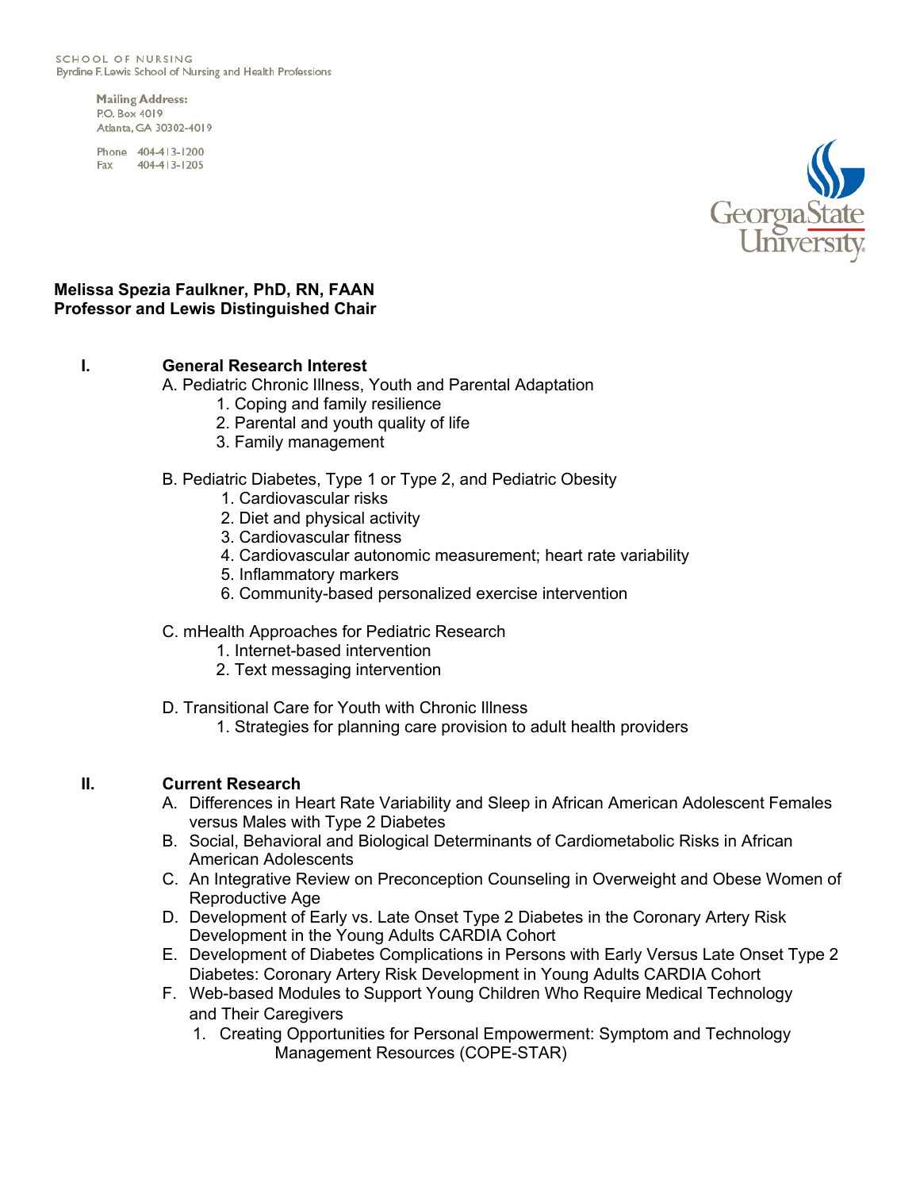SCHOOL OF NURSING
Byrdine F. Lewis School of Nursing and Health Professions

**Mailing Address:**
P.O. Box 4019
Atlanta, GA 30302-4019

Phone 404-413-1200
Fax 404-413-1205

**Melissa Spezia Faulkner, PhD, RN, FAAN**
**Professor and Lewis Distinguished Chair**

## I. General Research Interest

A. Pediatric Chronic Illness, Youth and Parental Adaptation
   1. Coping and family resilience
   2. Parental and youth quality of life
   3. Family management

B. Pediatric Diabetes, Type 1 or Type 2, and Pediatric Obesity
   1. Cardiovascular risks
   2. Diet and physical activity
   3. Cardiovascular fitness
   4. Cardiovascular autonomic measurement; heart rate variability
   5. Inflammatory markers
   6. Community-based personalized exercise intervention

C. mHealth Approaches for Pediatric Research
   1. Internet-based intervention
   2. Text messaging intervention

D. Transitional Care for Youth with Chronic Illness
   1. Strategies for planning care provision to adult health providers

## II. Current Research

A. Differences in Heart Rate Variability and Sleep in African American Adolescent Females versus Males with Type 2 Diabetes
B. Social, Behavioral and Biological Determinants of Cardiometabolic Risks in African American Adolescents
C. An Integrative Review on Preconception Counseling in Overweight and Obese Women of Reproductive Age
D. Development of Early vs. Late Onset Type 2 Diabetes in the Coronary Artery Risk Development in the Young Adults CARDIA Cohort
E. Development of Diabetes Complications in Persons with Early Versus Late Onset Type 2 Diabetes: Coronary Artery Risk Development in Young Adults CARDIA Cohort
F. Web-based Modules to Support Young Children Who Require Medical Technology and Their Caregivers
   1. Creating Opportunities for Personal Empowerment: Symptom and Technology Management Resources (COPE-STAR)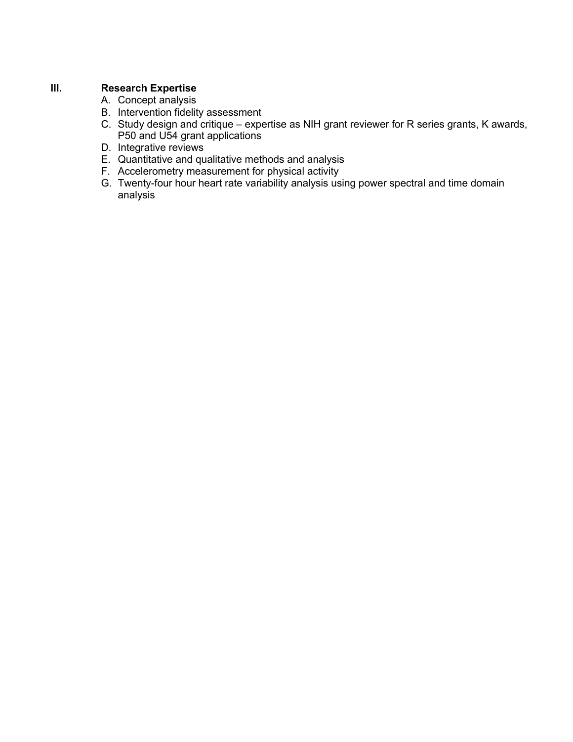## III. Research Expertise

A. Concept analysis
B. Intervention fidelity assessment
C. Study design and critique – expertise as NIH grant reviewer for R series grants, K awards, P50 and U54 grant applications
D. Integrative reviews
E. Quantitative and qualitative methods and analysis
F. Accelerometry measurement for physical activity
G. Twenty-four hour heart rate variability analysis using power spectral and time domain analysis